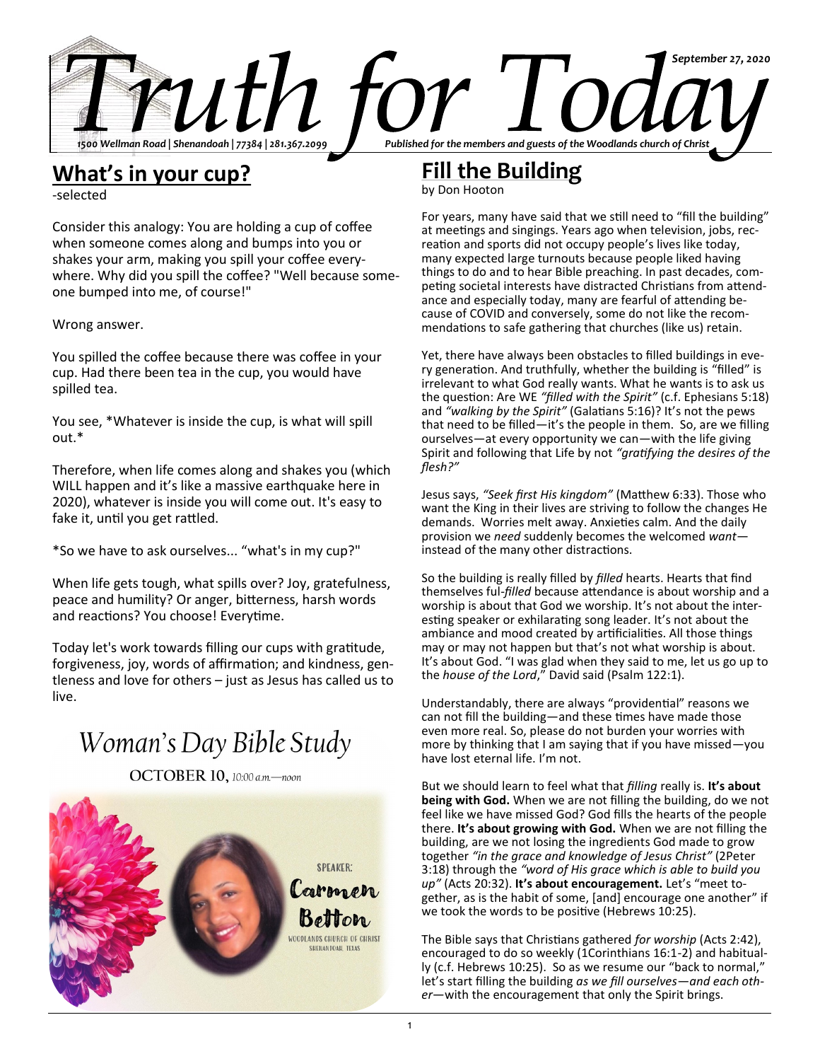# Truth for Today

September 27, 2020

1500 Wellman Road | Shenandoah | 77384 | 281.367.2099

Published for the members and guests of the Woodlands church of Christ

## What's in your cup?

-selected

Consider this analogy: You are holding a cup of coffee when someone comes along and bumps into you or shakes your arm, making you spill your coffee everywhere. Why did you spill the coffee? "Well because someone bumped into me, of course!"

Wrong answer.

You spilled the coffee because there was coffee in your cup. Had there been tea in the cup, you would have spilled tea.

You see, *Whatever is inside the cup, is what will spill out.*

Therefore, when life comes along and shakes you (which WILL happen and it's like a massive earthquake here in 2020), whatever is inside you will come out. It's easy to fake it, until you get rattled.

*So we have to ask ourselves... "what's in my cup?"

When life gets tough, what spills over? Joy, gratefulness, peace and humility? Or anger, bitterness, harsh words and reactions? You choose! Everytime.

Today let's work towards filling our cups with gratitude, forgiveness, joy, words of affirmation; and kindness, gentleness and love for others – just as Jesus has called us to live.

*Woman's Day Bible Study*

**OCTOBER 10,** *10:00 a.m.—noon*

SPEAKER: Carmen Betton

WOODLANDS CHURCH OF CHRIST
SHENANDOAH, TEXAS

## Fill the Building

by Don Hooton

For years, many have said that we still need to "fill the building" at meetings and singings. Years ago when television, jobs, recreation and sports did not occupy people's lives like today, many expected large turnouts because people liked having things to do and to hear Bible preaching. In past decades, competing societal interests have distracted Christians from attendance and especially today, many are fearful of attending because of COVID and conversely, some do not like the recommendations to safe gathering that churches (like us) retain.

Yet, there have always been obstacles to filled buildings in every generation. And truthfully, whether the building is "filled" is irrelevant to what God really wants. What he wants is to ask us the question: Are WE *"filled with the Spirit"* (c.f. Ephesians 5:18) and *"walking by the Spirit"* (Galatians 5:16)? It's not the pews that need to be filled—it's the people in them. So, are we filling ourselves—at every opportunity we can—with the life giving Spirit and following that Life by not *"gratifying the desires of the flesh?"*

Jesus says, *"Seek first His kingdom"* (Matthew 6:33). Those who want the King in their lives are striving to follow the changes He demands. Worries melt away. Anxieties calm. And the daily provision we *need* suddenly becomes the welcomed *want*—instead of the many other distractions.

So the building is really filled by *filled* hearts. Hearts that find themselves ful-*filled* because attendance is about worship and a worship is about that God we worship. It's not about the interesting speaker or exhilarating song leader. It's not about the ambiance and mood created by artificialities. All those things may or may not happen but that's not what worship is about. It's about God. "I was glad when they said to me, let us go up to the *house of the Lord*," David said (Psalm 122:1).

Understandably, there are always "providential" reasons we can not fill the building—and these times have made those even more real. So, please do not burden your worries with more by thinking that I am saying that if you have missed—you have lost eternal life. I'm not.

But we should learn to feel what that *filling* really is. **It's about being with God.** When we are not filling the building, do we not feel like we have missed God? God fills the hearts of the people there. **It's about growing with God.** When we are not filling the building, are we not losing the ingredients God made to grow together *"in the grace and knowledge of Jesus Christ"* (2Peter 3:18) through the *"word of His grace which is able to build you up"* (Acts 20:32). **It's about encouragement.** Let's "meet together, as is the habit of some, [and] encourage one another" if we took the words to be positive (Hebrews 10:25).

The Bible says that Christians gathered *for worship* (Acts 2:42), encouraged to do so weekly (1Corinthians 16:1-2) and habitually (c.f. Hebrews 10:25). So as we resume our "back to normal," let's start filling the building *as we fill ourselves—and each other*—with the encouragement that only the Spirit brings.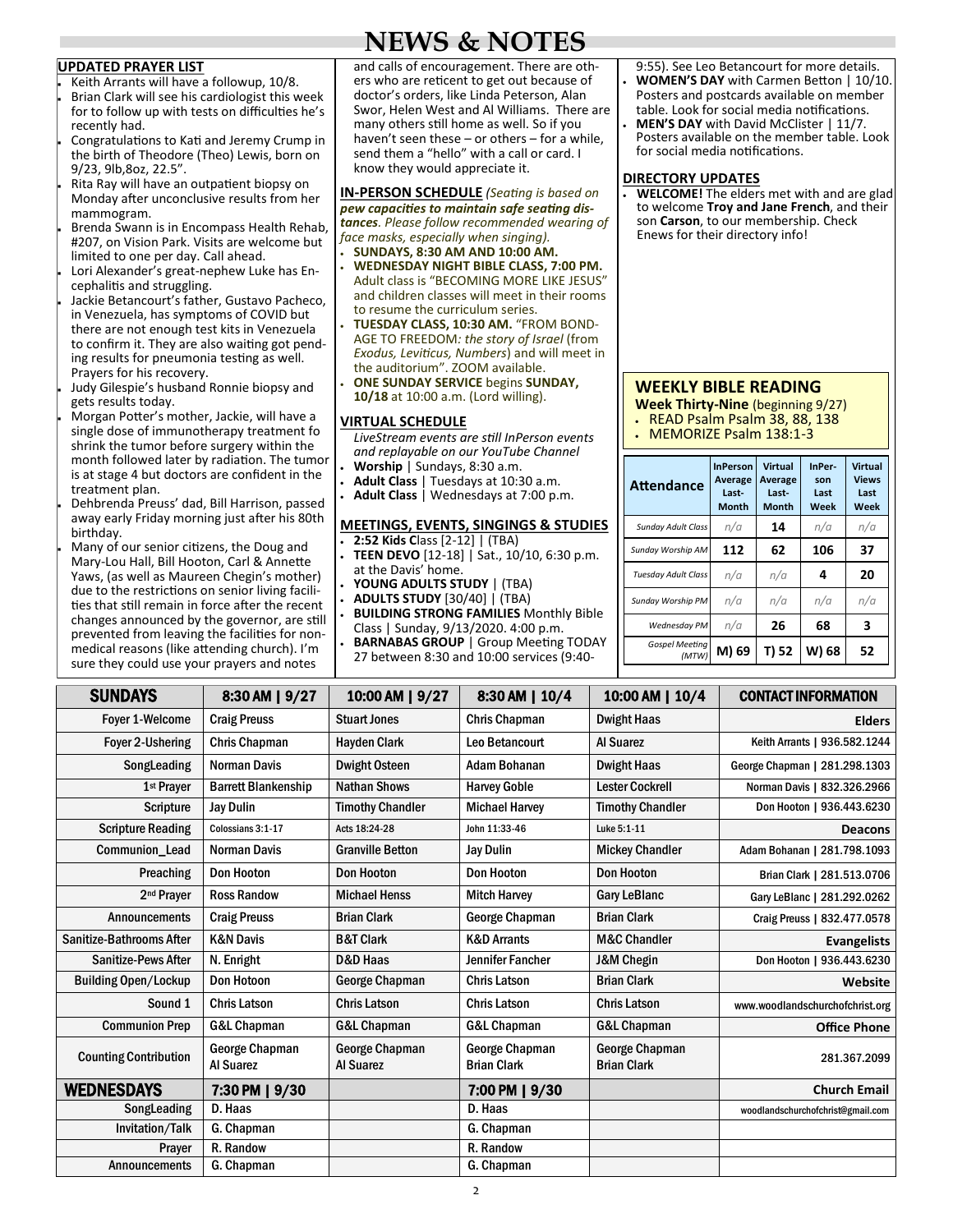# NEWS & NOTES

## UPDATED PRAYER LIST

- Keith Arrants will have a followup, 10/8.
- Brian Clark will see his cardiologist this week for to follow up with tests on difficulties he's recently had.
- Congratulations to Kati and Jeremy Crump in the birth of Theodore (Theo) Lewis, born on 9/23, 9lb,8oz, 22.5".
- Rita Ray will have an outpatient biopsy on Monday after unconclusive results from her mammogram.
- Brenda Swann is in Encompass Health Rehab, #207, on Vision Park. Visits are welcome but limited to one per day. Call ahead.
- Lori Alexander's great-nephew Luke has Encephalitis and struggling.
- Jackie Betancourt's father, Gustavo Pacheco, in Venezuela, has symptoms of COVID but there are not enough test kits in Venezuela to confirm it. They are also waiting got pending results for pneumonia testing as well. Prayers for his recovery.
- Judy Gilespie's husband Ronnie biopsy and gets results today.
- Morgan Potter's mother, Jackie, will have a single dose of immunotherapy treatment fo shrink the tumor before surgery within the month followed later by radiation. The tumor is at stage 4 but doctors are confident in the treatment plan.
- Dehbrenda Preuss' dad, Bill Harrison, passed away early Friday morning just after his 80th birthday.
- Many of our senior citizens, the Doug and Mary-Lou Hall, Bill Hooton, Carl & Annette Yaws, (as well as Maureen Chegin's mother) due to the restrictions on senior living facilities that still remain in force after the recent changes announced by the governor, are still prevented from leaving the facilities for non-medical reasons (like attending church). I'm sure they could use your prayers and notes and calls of encouragement. There are others who are reticent to get out because of doctor's orders, like Linda Peterson, Alan Swor, Helen West and Al Williams. There are many others still home as well. So if you haven't seen these – or others – for a while, send them a "hello" with a call or card. I know they would appreciate it.

## IN-PERSON SCHEDULE

*(Seating is based on **pew capacities to maintain safe seating distances**. Please follow recommended wearing of face masks, especially when singing).*

- **SUNDAYS, 8:30 AM AND 10:00 AM.**
- **WEDNESDAY NIGHT BIBLE CLASS, 7:00 PM.** Adult class is "BECOMING MORE LIKE JESUS" and children classes will meet in their rooms to resume the curriculum series.
- **TUESDAY CLASS, 10:30 AM.** "FROM BONDAGE TO FREEDOM: *the story of Israel* (from *Exodus, Leviticus, Numbers*) and will meet in the auditorium". ZOOM available.
- **ONE SUNDAY SERVICE** begins **SUNDAY, 10/18** at 10:00 a.m. (Lord willing).

## VIRTUAL SCHEDULE

*LiveStream events are still InPerson events and replayable on our YouTube Channel*

- **Worship** | Sundays, 8:30 a.m.
- **Adult Class** | Tuesdays at 10:30 a.m.
- **Adult Class** | Wednesdays at 7:00 p.m.

## MEETINGS, EVENTS, SINGINGS & STUDIES

- **2:52 Kids C**lass [2-12] | (TBA)
- **TEEN DEVO** [12-18] | Sat., 10/10, 6:30 p.m. at the Davis' home.
- **YOUNG ADULTS STUDY** | (TBA)
- **ADULTS STUDY** [30/40] | (TBA)
- **BUILDING STRONG FAMILIES** Monthly Bible Class | Sunday, 9/13/2020. 4:00 p.m.
- **BARNABAS GROUP** | Group Meeting TODAY 27 between 8:30 and 10:00 services (9:40-9:55). See Leo Betancourt for more details.
- **WOMEN'S DAY** with Carmen Betton | 10/10. Posters and postcards available on member table. Look for social media notifications.
- **MEN'S DAY** with David McClister | 11/7. Posters available on the member table. Look for social media notifications.

## DIRECTORY UPDATES

- **WELCOME!** The elders met with and are glad to welcome **Troy and Jane French**, and their son **Carson**, to our membership. Check Enews for their directory info!

## WEEKLY BIBLE READING

**Week Thirty-Nine** (beginning 9/27)

- READ Psalm Psalm 38, 88, 138
- MEMORIZE Psalm 138:1-3

| Attendance | InPerson Average Last-Month | Virtual Average Last-Month | InPerson Last Week | Virtual Views Last Week |
|---|---|---|---|---|
| *Sunday Adult Class* | *n/a* | 14 | *n/a* | *n/a* |
| *Sunday Worship AM* | 112 | 62 | 106 | 37 |
| *Tuesday Adult Class* | *n/a* | *n/a* | 4 | 20 |
| *Sunday Worship PM* | *n/a* | *n/a* | *n/a* | *n/a* |
| *Wednesday PM* | *n/a* | 26 | 68 | 3 |
| *Gospel Meeting (MTW)* | M) 69 | T) 52 | W) 68 | 52 |

| SUNDAYS | 8:30 AM \| 9/27 | 10:00 AM \| 9/27 | 8:30 AM \| 10/4 | 10:00 AM \| 10/4 |
|---|---|---|---|---|
| Foyer 1-Welcome | Craig Preuss | Stuart Jones | Chris Chapman | Dwight Haas |
| Foyer 2-Ushering | Chris Chapman | Hayden Clark | Leo Betancourt | Al Suarez |
| SongLeading | Norman Davis | Dwight Osteen | Adam Bohanan | Dwight Haas |
| 1st Prayer | Barrett Blankenship | Nathan Shows | Harvey Goble | Lester Cockrell |
| Scripture | Jay Dulin | Timothy Chandler | Michael Harvey | Timothy Chandler |
| Scripture Reading | Colossians 3:1-17 | Acts 18:24-28 | John 11:33-46 | Luke 5:1-11 |
| Communion_Lead | Norman Davis | Granville Betton | Jay Dulin | Mickey Chandler |
| Preaching | Don Hooton | Don Hooton | Don Hooton | Don Hooton |
| 2nd Prayer | Ross Randow | Michael Henss | Mitch Harvey | Gary LeBlanc |
| Announcements | Craig Preuss | Brian Clark | George Chapman | Brian Clark |
| Sanitize-Bathrooms After | K&N Davis | B&T Clark | K&D Arrants | M&C Chandler |
| Sanitize-Pews After | N. Enright | D&D Haas | Jennifer Fancher | J&M Chegin |
| Building Open/Lockup | Don Hotoon | George Chapman | Chris Latson | Brian Clark |
| Sound 1 | Chris Latson | Chris Latson | Chris Latson | Chris Latson |
| Communion Prep | G&L Chapman | G&L Chapman | G&L Chapman | G&L Chapman |
| Counting Contribution | George Chapman Al Suarez | George Chapman Al Suarez | George Chapman Brian Clark | George Chapman Brian Clark |
| **WEDNESDAYS** | **7:30 PM \| 9/30** | | **7:00 PM \| 9/30** | |
| SongLeading | D. Haas | | D. Haas | |
| Invitation/Talk | G. Chapman | | G. Chapman | |
| Prayer | R. Randow | | R. Randow | |
| Announcements | G. Chapman | | G. Chapman | |

## CONTACT INFORMATION

**Elders**

- Keith Arrants | 936.582.1244
- George Chapman | 281.298.1303
- Norman Davis | 832.326.2966
- Don Hooton | 936.443.6230

**Deacons**

- Adam Bohanan | 281.798.1093
- Brian Clark | 281.513.0706
- Gary LeBlanc | 281.292.0262
- Craig Preuss | 832.477.0578

**Evangelists**

- Don Hooton | 936.443.6230

**Website**

www.woodlandschurchofchrist.org

**Office Phone**

281.367.2099

**Church Email**

woodlandschurchofchrist@gmail.com